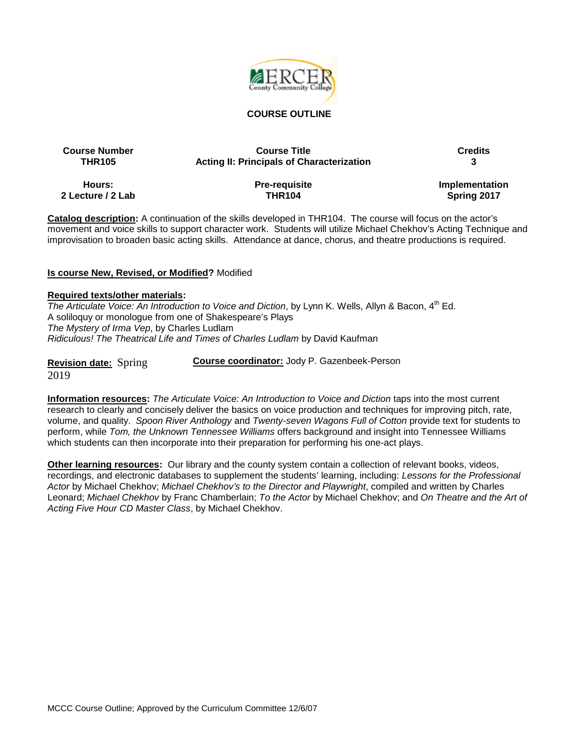## COURSE OUTLINE

| Course Number | Course Title | Credits |
|---|---|---|
| THR105 | Acting II: Principals of Characterization | 3 |
| **Hours:** | **Pre-requisite** | **Implementation** |
| 2 Lecture / 2 Lab | THR104 | Spring 2017 |

**Catalog description:** A continuation of the skills developed in THR104. The course will focus on the actor's movement and voice skills to support character work. Students will utilize Michael Chekhov's Acting Technique and improvisation to broaden basic acting skills. Attendance at dance, chorus, and theatre productions is required.

**Is course New, Revised, or Modified?** Modified

**Required texts/other materials:**
*The Articulate Voice: An Introduction to Voice and Diction*, by Lynn K. Wells, Allyn & Bacon, 4th Ed.
A soliloquy or monologue from one of Shakespeare's Plays
*The Mystery of Irma Vep*, by Charles Ludlam
*Ridiculous! The Theatrical Life and Times of Charles Ludlam* by David Kaufman

**Revision date:** Spring 2019 **Course coordinator:** Jody P. Gazenbeek-Person

**Information resources:** *The Articulate Voice: An Introduction to Voice and Diction* taps into the most current research to clearly and concisely deliver the basics on voice production and techniques for improving pitch, rate, volume, and quality. *Spoon River Anthology* and *Twenty-seven Wagons Full of Cotton* provide text for students to perform, while *Tom, the Unknown Tennessee Williams* offers background and insight into Tennessee Williams which students can then incorporate into their preparation for performing his one-act plays.

**Other learning resources:** Our library and the county system contain a collection of relevant books, videos, recordings, and electronic databases to supplement the students' learning, including: *Lessons for the Professional Actor* by Michael Chekhov; *Michael Chekhov's to the Director and Playwright*, compiled and written by Charles Leonard; *Michael Chekhov* by Franc Chamberlain; *To the Actor* by Michael Chekhov; and *On Theatre and the Art of Acting Five Hour CD Master Class*, by Michael Chekhov.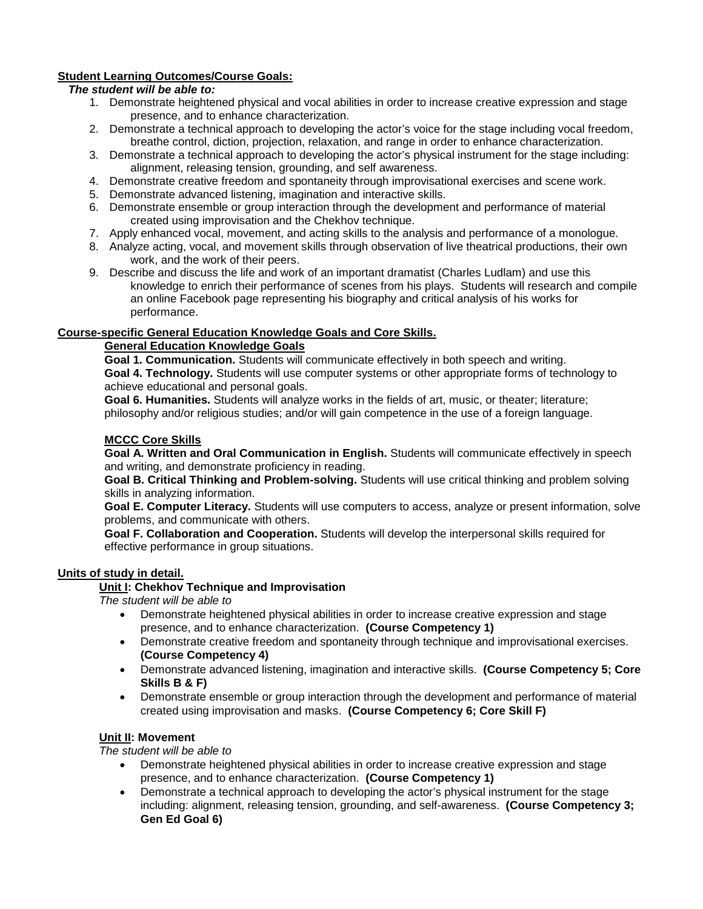**Student Learning Outcomes/Course Goals:**

***The student will be able to:***

1. Demonstrate heightened physical and vocal abilities in order to increase creative expression and stage presence, and to enhance characterization.
2. Demonstrate a technical approach to developing the actor's voice for the stage including vocal freedom, breathe control, diction, projection, relaxation, and range in order to enhance characterization.
3. Demonstrate a technical approach to developing the actor's physical instrument for the stage including: alignment, releasing tension, grounding, and self awareness.
4. Demonstrate creative freedom and spontaneity through improvisational exercises and scene work.
5. Demonstrate advanced listening, imagination and interactive skills.
6. Demonstrate ensemble or group interaction through the development and performance of material created using improvisation and the Chekhov technique.
7. Apply enhanced vocal, movement, and acting skills to the analysis and performance of a monologue.
8. Analyze acting, vocal, and movement skills through observation of live theatrical productions, their own work, and the work of their peers.
9. Describe and discuss the life and work of an important dramatist (Charles Ludlam) and use this knowledge to enrich their performance of scenes from his plays. Students will research and compile an online Facebook page representing his biography and critical analysis of his works for performance.

**Course-specific General Education Knowledge Goals and Core Skills.**

**General Education Knowledge Goals**

**Goal 1. Communication.** Students will communicate effectively in both speech and writing.

**Goal 4. Technology.** Students will use computer systems or other appropriate forms of technology to achieve educational and personal goals.

**Goal 6. Humanities.** Students will analyze works in the fields of art, music, or theater; literature; philosophy and/or religious studies; and/or will gain competence in the use of a foreign language.

**MCCC Core Skills**

**Goal A. Written and Oral Communication in English.** Students will communicate effectively in speech and writing, and demonstrate proficiency in reading.

**Goal B. Critical Thinking and Problem-solving.** Students will use critical thinking and problem solving skills in analyzing information.

**Goal E. Computer Literacy.** Students will use computers to access, analyze or present information, solve problems, and communicate with others.

**Goal F. Collaboration and Cooperation.** Students will develop the interpersonal skills required for effective performance in group situations.

**Units of study in detail.**

**Unit I: Chekhov Technique and Improvisation**

*The student will be able to*

- Demonstrate heightened physical abilities in order to increase creative expression and stage presence, and to enhance characterization. **(Course Competency 1)**
- Demonstrate creative freedom and spontaneity through technique and improvisational exercises. **(Course Competency 4)**
- Demonstrate advanced listening, imagination and interactive skills. **(Course Competency 5; Core Skills B & F)**
- Demonstrate ensemble or group interaction through the development and performance of material created using improvisation and masks. **(Course Competency 6; Core Skill F)**

**Unit II: Movement**

*The student will be able to*

- Demonstrate heightened physical abilities in order to increase creative expression and stage presence, and to enhance characterization. **(Course Competency 1)**
- Demonstrate a technical approach to developing the actor's physical instrument for the stage including: alignment, releasing tension, grounding, and self-awareness. **(Course Competency 3; Gen Ed Goal 6)**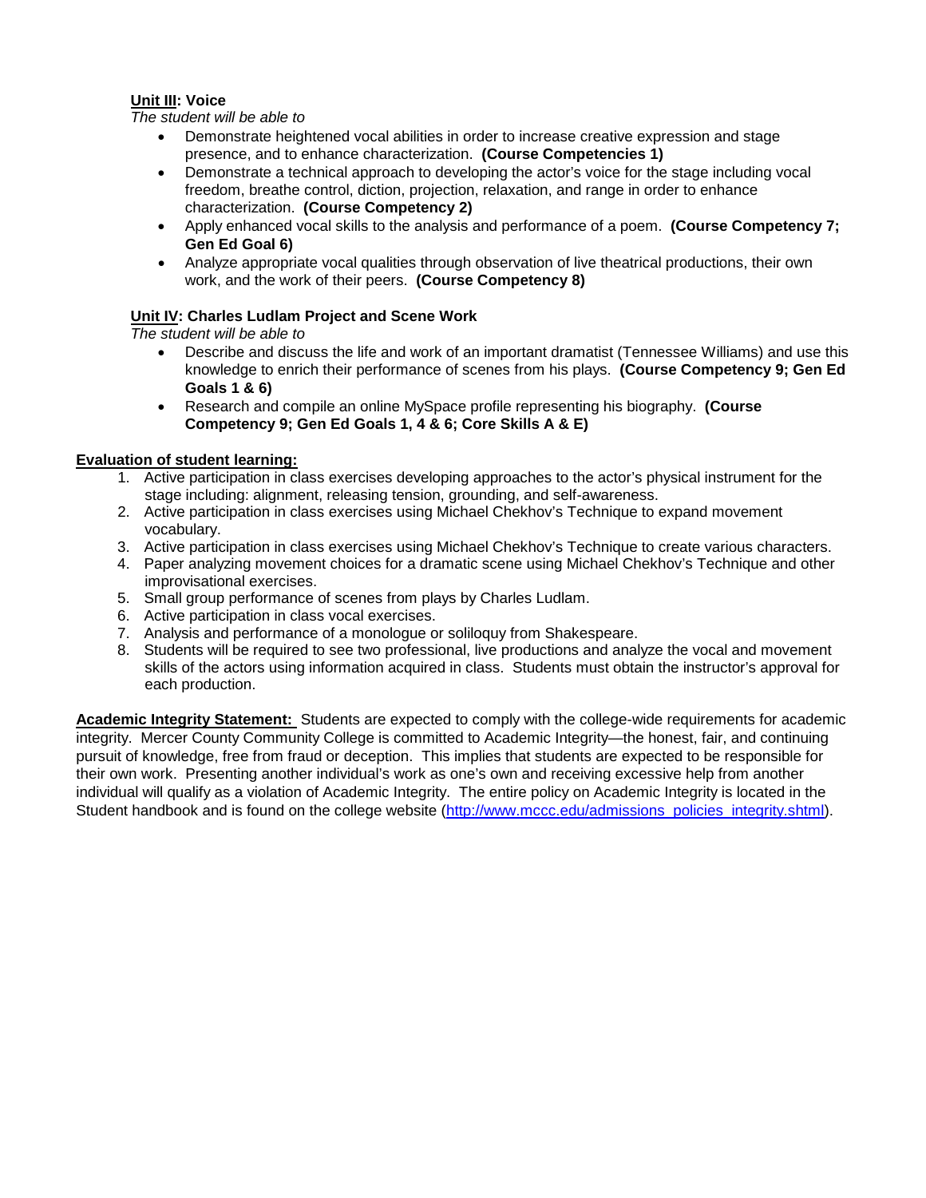**Unit III: Voice**

*The student will be able to*

- Demonstrate heightened vocal abilities in order to increase creative expression and stage presence, and to enhance characterization. **(Course Competencies 1)**
- Demonstrate a technical approach to developing the actor's voice for the stage including vocal freedom, breathe control, diction, projection, relaxation, and range in order to enhance characterization. **(Course Competency 2)**
- Apply enhanced vocal skills to the analysis and performance of a poem. **(Course Competency 7; Gen Ed Goal 6)**
- Analyze appropriate vocal qualities through observation of live theatrical productions, their own work, and the work of their peers. **(Course Competency 8)**

**Unit IV: Charles Ludlam Project and Scene Work**

*The student will be able to*

- Describe and discuss the life and work of an important dramatist (Tennessee Williams) and use this knowledge to enrich their performance of scenes from his plays. **(Course Competency 9; Gen Ed Goals 1 & 6)**
- Research and compile an online MySpace profile representing his biography. **(Course Competency 9; Gen Ed Goals 1, 4 & 6; Core Skills A & E)**

**Evaluation of student learning:**

1. Active participation in class exercises developing approaches to the actor's physical instrument for the stage including: alignment, releasing tension, grounding, and self-awareness.
2. Active participation in class exercises using Michael Chekhov's Technique to expand movement vocabulary.
3. Active participation in class exercises using Michael Chekhov's Technique to create various characters.
4. Paper analyzing movement choices for a dramatic scene using Michael Chekhov's Technique and other improvisational exercises.
5. Small group performance of scenes from plays by Charles Ludlam.
6. Active participation in class vocal exercises.
7. Analysis and performance of a monologue or soliloquy from Shakespeare.
8. Students will be required to see two professional, live productions and analyze the vocal and movement skills of the actors using information acquired in class. Students must obtain the instructor's approval for each production.

**Academic Integrity Statement:** Students are expected to comply with the college-wide requirements for academic integrity. Mercer County Community College is committed to Academic Integrity—the honest, fair, and continuing pursuit of knowledge, free from fraud or deception. This implies that students are expected to be responsible for their own work. Presenting another individual's work as one's own and receiving excessive help from another individual will qualify as a violation of Academic Integrity. The entire policy on Academic Integrity is located in the Student handbook and is found on the college website (http://www.mccc.edu/admissions_policies_integrity.shtml).